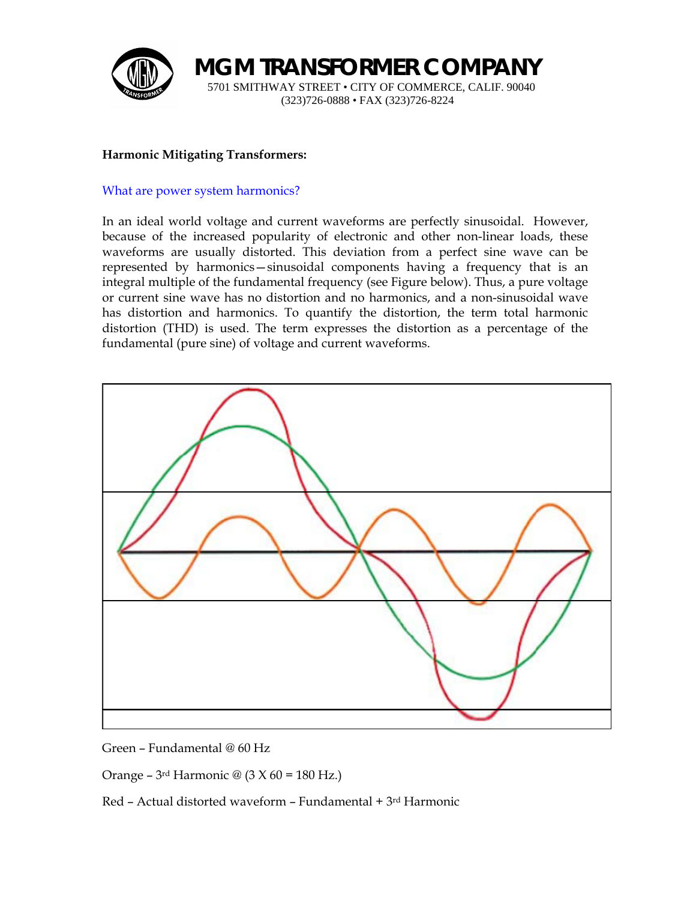# MGM TRANSFORMER COMPANY

5701 SMITHWAY STREET • CITY OF COMMERCE, CALIF. 90040
(323)726-0888 • FAX (323)726-8224

**Harmonic Mitigating Transformers:**

## What are power system harmonics?

In an ideal world voltage and current waveforms are perfectly sinusoidal. However, because of the increased popularity of electronic and other non-linear loads, these waveforms are usually distorted. This deviation from a perfect sine wave can be represented by harmonics—sinusoidal components having a frequency that is an integral multiple of the fundamental frequency (see Figure below). Thus, a pure voltage or current sine wave has no distortion and no harmonics, and a non-sinusoidal wave has distortion and harmonics. To quantify the distortion, the term total harmonic distortion (THD) is used. The term expresses the distortion as a percentage of the fundamental (pure sine) of voltage and current waveforms.

Green – Fundamental @ 60 Hz

Orange – 3rd Harmonic @ (3 X 60 = 180 Hz.)

Red – Actual distorted waveform – Fundamental + 3rd Harmonic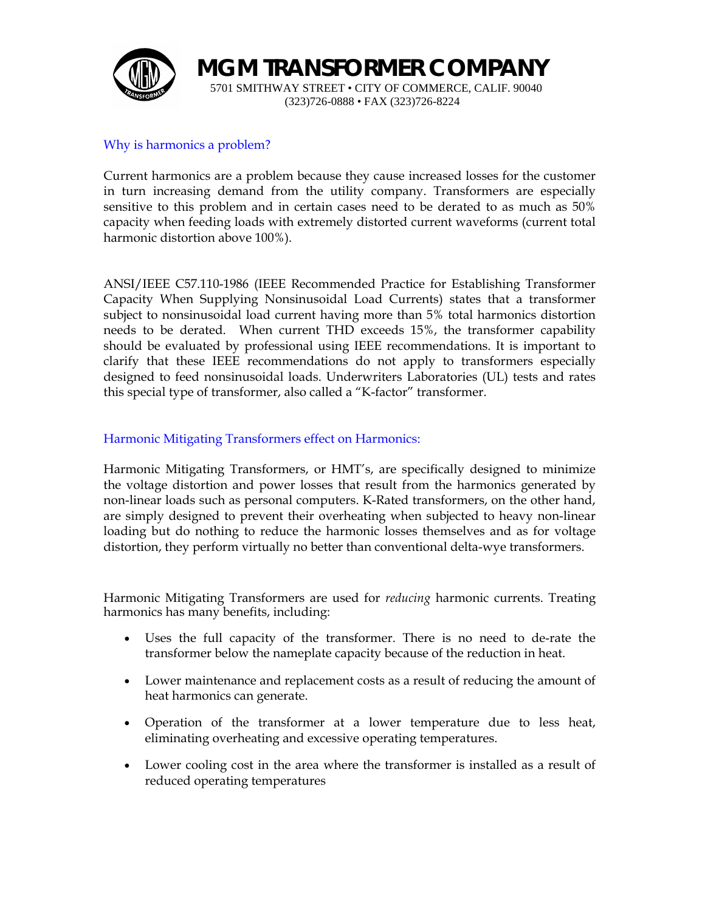# MGM TRANSFORMER COMPANY

5701 SMITHWAY STREET • CITY OF COMMERCE, CALIF. 90040
(323)726-0888 • FAX (323)726-8224

## Why is harmonics a problem?

Current harmonics are a problem because they cause increased losses for the customer in turn increasing demand from the utility company. Transformers are especially sensitive to this problem and in certain cases need to be derated to as much as 50% capacity when feeding loads with extremely distorted current waveforms (current total harmonic distortion above 100%).

ANSI/IEEE C57.110-1986 (IEEE Recommended Practice for Establishing Transformer Capacity When Supplying Nonsinusoidal Load Currents) states that a transformer subject to nonsinusoidal load current having more than 5% total harmonics distortion needs to be derated. When current THD exceeds 15%, the transformer capability should be evaluated by professional using IEEE recommendations. It is important to clarify that these IEEE recommendations do not apply to transformers especially designed to feed nonsinusoidal loads. Underwriters Laboratories (UL) tests and rates this special type of transformer, also called a "K-factor" transformer.

## Harmonic Mitigating Transformers effect on Harmonics:

Harmonic Mitigating Transformers, or HMT's, are specifically designed to minimize the voltage distortion and power losses that result from the harmonics generated by non-linear loads such as personal computers. K-Rated transformers, on the other hand, are simply designed to prevent their overheating when subjected to heavy non-linear loading but do nothing to reduce the harmonic losses themselves and as for voltage distortion, they perform virtually no better than conventional delta-wye transformers.

Harmonic Mitigating Transformers are used for *reducing* harmonic currents. Treating harmonics has many benefits, including:

- Uses the full capacity of the transformer. There is no need to de-rate the transformer below the nameplate capacity because of the reduction in heat.
- Lower maintenance and replacement costs as a result of reducing the amount of heat harmonics can generate.
- Operation of the transformer at a lower temperature due to less heat, eliminating overheating and excessive operating temperatures.
- Lower cooling cost in the area where the transformer is installed as a result of reduced operating temperatures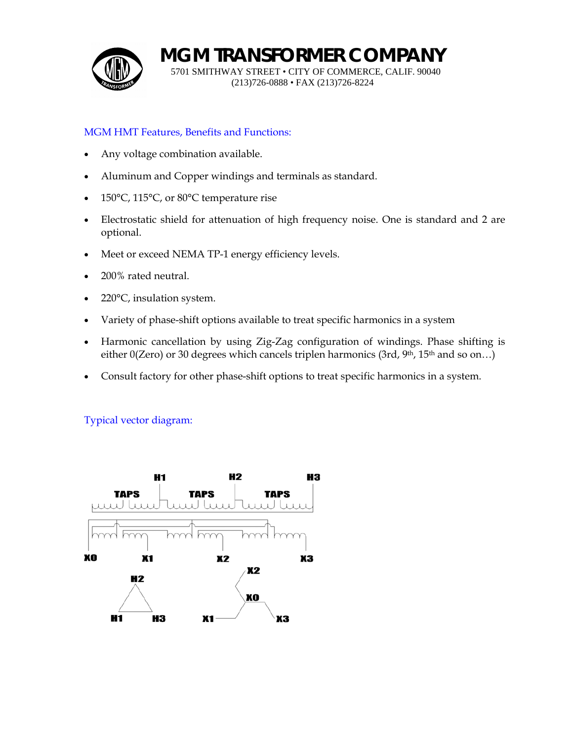# MGM TRANSFORMER COMPANY

5701 SMITHWAY STREET • CITY OF COMMERCE, CALIF. 90040
(213)726-0888 • FAX (213)726-8224

## MGM HMT Features, Benefits and Functions:

- Any voltage combination available.
- Aluminum and Copper windings and terminals as standard.
- 150°C, 115°C, or 80°C temperature rise
- Electrostatic shield for attenuation of high frequency noise. One is standard and 2 are optional.
- Meet or exceed NEMA TP-1 energy efficiency levels.
- 200% rated neutral.
- 220°C, insulation system.
- Variety of phase-shift options available to treat specific harmonics in a system
- Harmonic cancellation by using Zig-Zag configuration of windings. Phase shifting is either 0(Zero) or 30 degrees which cancels triplen harmonics (3rd, 9th, 15th and so on…)
- Consult factory for other phase-shift options to treat specific harmonics in a system.

## Typical vector diagram:

H1 H2 H3
TAPS TAPS TAPS
X0 X1 X2 X3

H2
H1 H3

X2
X0
X1 X3